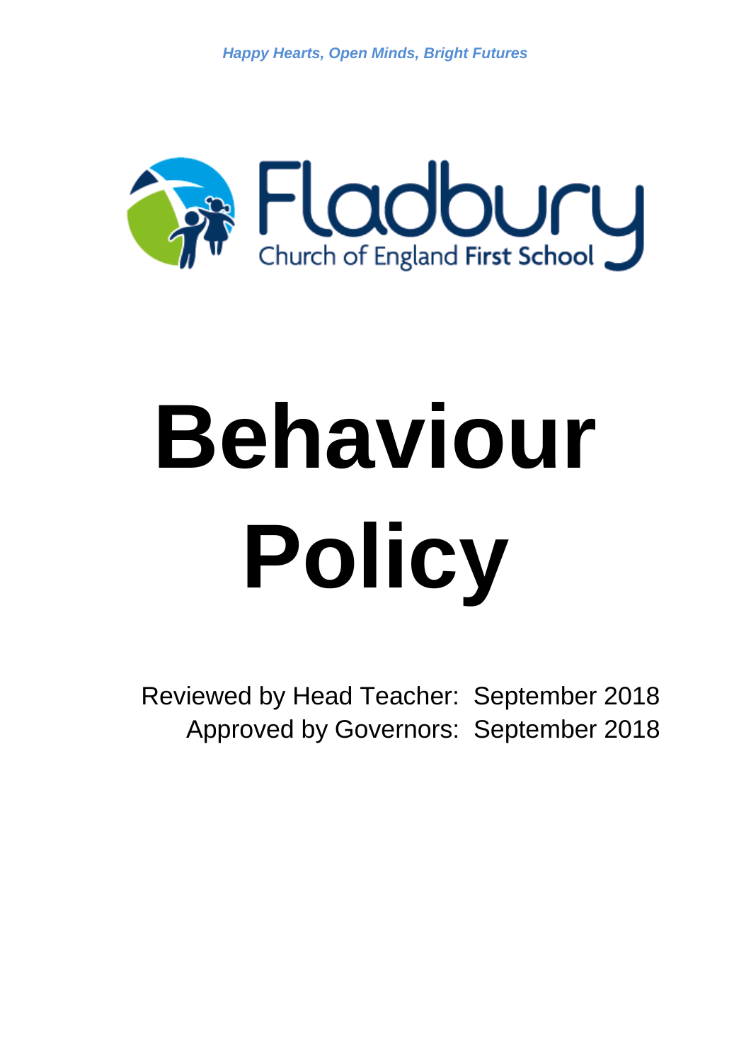*Happy Hearts, Open Minds, Bright Futures*

Fladbury

Church of England First School

# Behaviour Policy

Reviewed by Head Teacher: September 2018

Approved by Governors: September 2018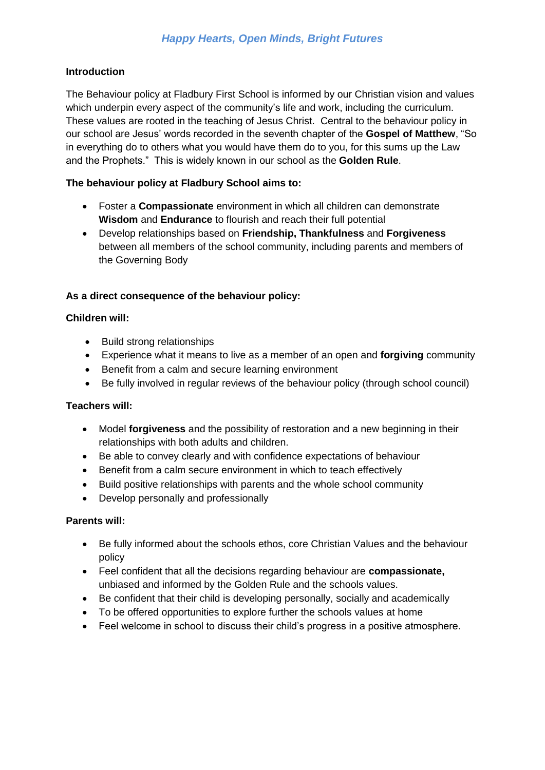*Happy Hearts, Open Minds, Bright Futures*

**Introduction**

The Behaviour policy at Fladbury First School is informed by our Christian vision and values which underpin every aspect of the community's life and work, including the curriculum. These values are rooted in the teaching of Jesus Christ. Central to the behaviour policy in our school are Jesus' words recorded in the seventh chapter of the **Gospel of Matthew**, "So in everything do to others what you would have them do to you, for this sums up the Law and the Prophets." This is widely known in our school as the **Golden Rule**.

**The behaviour policy at Fladbury School aims to:**

- Foster a **Compassionate** environment in which all children can demonstrate **Wisdom** and **Endurance** to flourish and reach their full potential
- Develop relationships based on **Friendship, Thankfulness** and **Forgiveness** between all members of the school community, including parents and members of the Governing Body

**As a direct consequence of the behaviour policy:**

**Children will:**

- Build strong relationships
- Experience what it means to live as a member of an open and **forgiving** community
- Benefit from a calm and secure learning environment
- Be fully involved in regular reviews of the behaviour policy (through school council)

**Teachers will:**

- Model **forgiveness** and the possibility of restoration and a new beginning in their relationships with both adults and children.
- Be able to convey clearly and with confidence expectations of behaviour
- Benefit from a calm secure environment in which to teach effectively
- Build positive relationships with parents and the whole school community
- Develop personally and professionally

**Parents will:**

- Be fully informed about the schools ethos, core Christian Values and the behaviour policy
- Feel confident that all the decisions regarding behaviour are **compassionate,** unbiased and informed by the Golden Rule and the schools values.
- Be confident that their child is developing personally, socially and academically
- To be offered opportunities to explore further the schools values at home
- Feel welcome in school to discuss their child's progress in a positive atmosphere.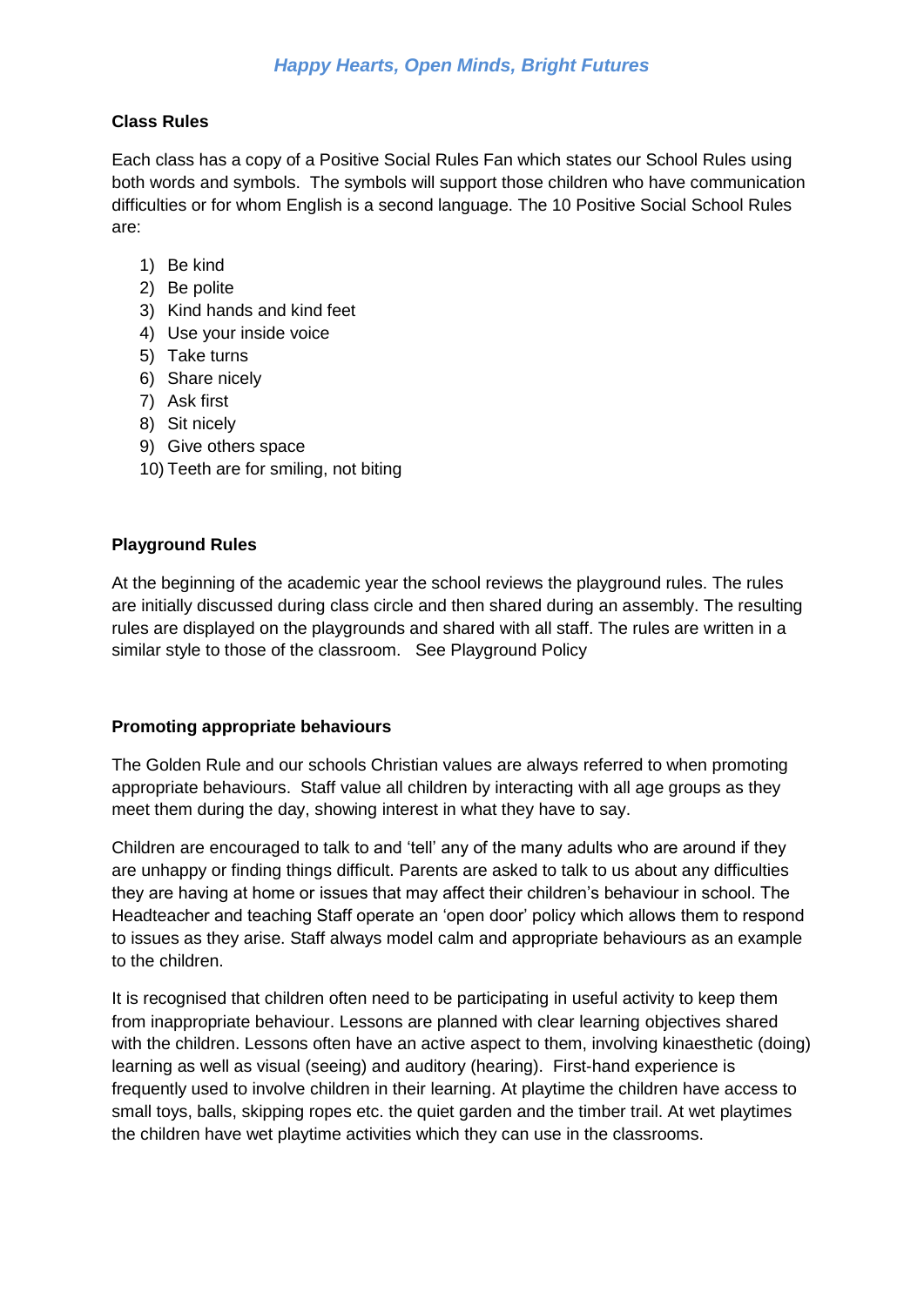### Class Rules

Each class has a copy of a Positive Social Rules Fan which states our School Rules using both words and symbols. The symbols will support those children who have communication difficulties or for whom English is a second language. The 10 Positive Social School Rules are:

1) Be kind
2) Be polite
3) Kind hands and kind feet
4) Use your inside voice
5) Take turns
6) Share nicely
7) Ask first
8) Sit nicely
9) Give others space
10) Teeth are for smiling, not biting

### Playground Rules

At the beginning of the academic year the school reviews the playground rules. The rules are initially discussed during class circle and then shared during an assembly. The resulting rules are displayed on the playgrounds and shared with all staff. The rules are written in a similar style to those of the classroom. See Playground Policy

### Promoting appropriate behaviours

The Golden Rule and our schools Christian values are always referred to when promoting appropriate behaviours. Staff value all children by interacting with all age groups as they meet them during the day, showing interest in what they have to say.

Children are encouraged to talk to and 'tell' any of the many adults who are around if they are unhappy or finding things difficult. Parents are asked to talk to us about any difficulties they are having at home or issues that may affect their children's behaviour in school. The Headteacher and teaching Staff operate an 'open door' policy which allows them to respond to issues as they arise. Staff always model calm and appropriate behaviours as an example to the children.

It is recognised that children often need to be participating in useful activity to keep them from inappropriate behaviour. Lessons are planned with clear learning objectives shared with the children. Lessons often have an active aspect to them, involving kinaesthetic (doing) learning as well as visual (seeing) and auditory (hearing). First-hand experience is frequently used to involve children in their learning. At playtime the children have access to small toys, balls, skipping ropes etc. the quiet garden and the timber trail. At wet playtimes the children have wet playtime activities which they can use in the classrooms.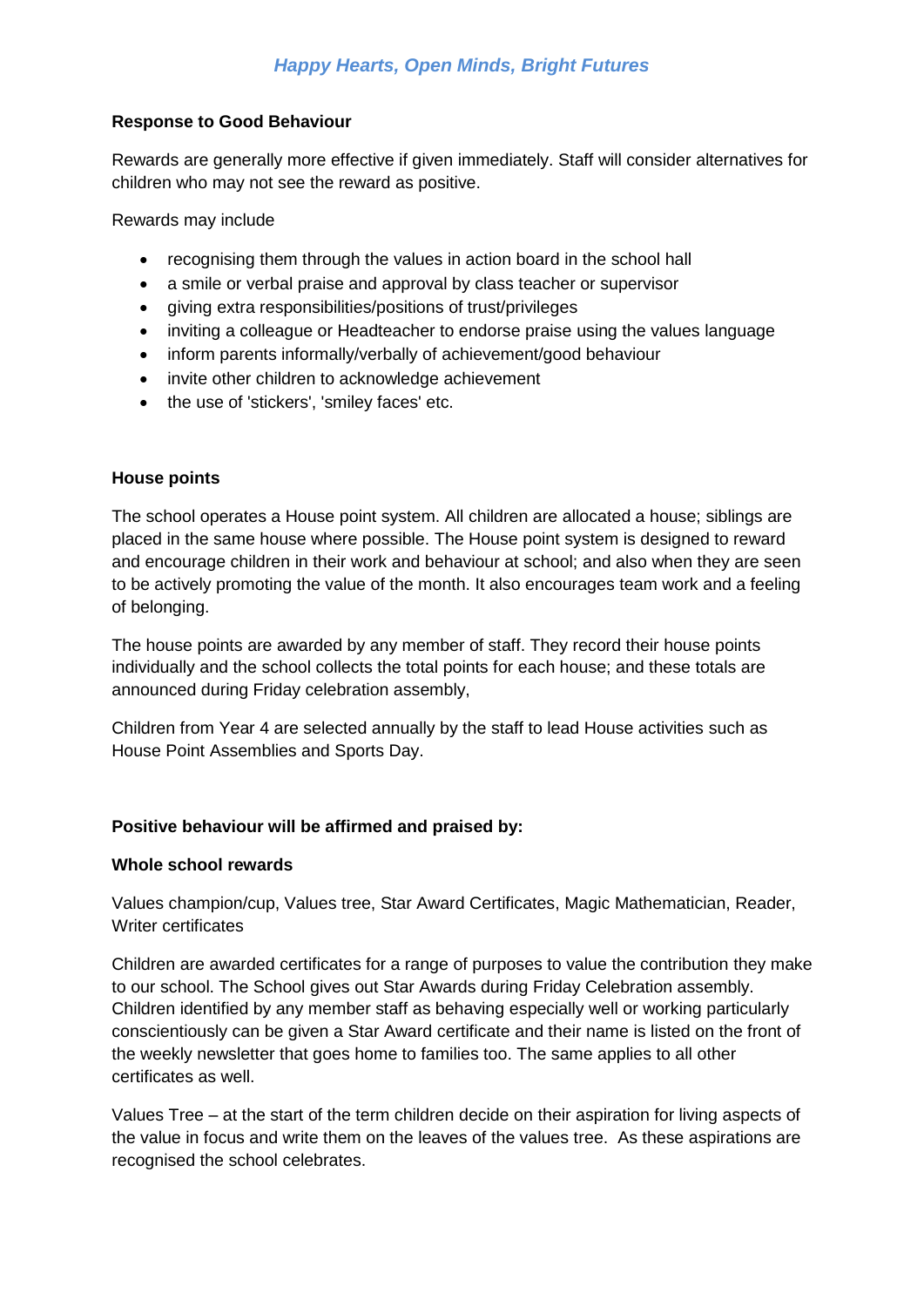### Response to Good Behaviour

Rewards are generally more effective if given immediately. Staff will consider alternatives for children who may not see the reward as positive.

Rewards may include

- recognising them through the values in action board in the school hall
- a smile or verbal praise and approval by class teacher or supervisor
- giving extra responsibilities/positions of trust/privileges
- inviting a colleague or Headteacher to endorse praise using the values language
- inform parents informally/verbally of achievement/good behaviour
- invite other children to acknowledge achievement
- the use of 'stickers', 'smiley faces' etc.

### House points

The school operates a House point system. All children are allocated a house; siblings are placed in the same house where possible. The House point system is designed to reward and encourage children in their work and behaviour at school; and also when they are seen to be actively promoting the value of the month. It also encourages team work and a feeling of belonging.

The house points are awarded by any member of staff. They record their house points individually and the school collects the total points for each house; and these totals are announced during Friday celebration assembly,

Children from Year 4 are selected annually by the staff to lead House activities such as House Point Assemblies and Sports Day.

### Positive behaviour will be affirmed and praised by:

### Whole school rewards

Values champion/cup, Values tree, Star Award Certificates, Magic Mathematician, Reader, Writer certificates

Children are awarded certificates for a range of purposes to value the contribution they make to our school. The School gives out Star Awards during Friday Celebration assembly. Children identified by any member staff as behaving especially well or working particularly conscientiously can be given a Star Award certificate and their name is listed on the front of the weekly newsletter that goes home to families too. The same applies to all other certificates as well.

Values Tree – at the start of the term children decide on their aspiration for living aspects of the value in focus and write them on the leaves of the values tree. As these aspirations are recognised the school celebrates.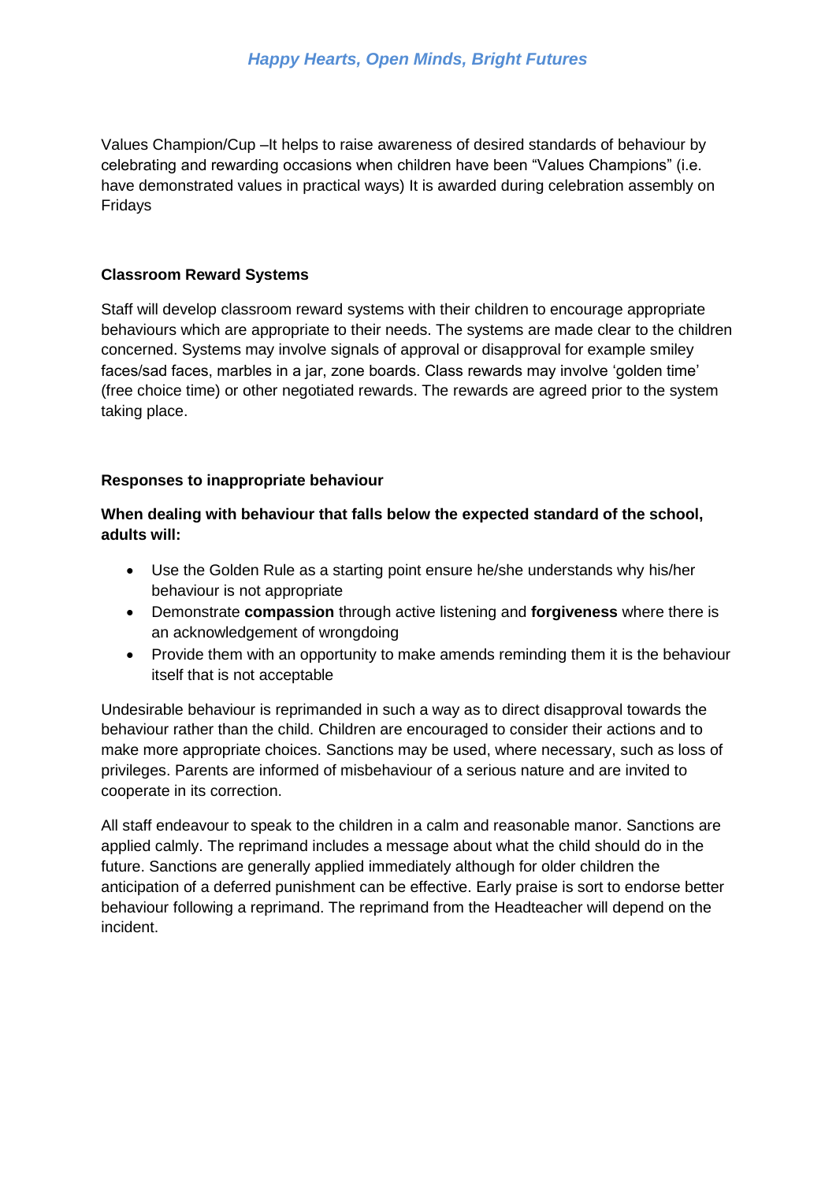Values Champion/Cup –It helps to raise awareness of desired standards of behaviour by celebrating and rewarding occasions when children have been “Values Champions” (i.e. have demonstrated values in practical ways) It is awarded during celebration assembly on Fridays

**Classroom Reward Systems**

Staff will develop classroom reward systems with their children to encourage appropriate behaviours which are appropriate to their needs. The systems are made clear to the children concerned. Systems may involve signals of approval or disapproval for example smiley faces/sad faces, marbles in a jar, zone boards. Class rewards may involve ‘golden time’ (free choice time) or other negotiated rewards. The rewards are agreed prior to the system taking place.

**Responses to inappropriate behaviour**

**When dealing with behaviour that falls below the expected standard of the school, adults will:**

- Use the Golden Rule as a starting point ensure he/she understands why his/her behaviour is not appropriate
- Demonstrate **compassion** through active listening and **forgiveness** where there is an acknowledgement of wrongdoing
- Provide them with an opportunity to make amends reminding them it is the behaviour itself that is not acceptable

Undesirable behaviour is reprimanded in such a way as to direct disapproval towards the behaviour rather than the child. Children are encouraged to consider their actions and to make more appropriate choices. Sanctions may be used, where necessary, such as loss of privileges. Parents are informed of misbehaviour of a serious nature and are invited to cooperate in its correction.

All staff endeavour to speak to the children in a calm and reasonable manor. Sanctions are applied calmly. The reprimand includes a message about what the child should do in the future. Sanctions are generally applied immediately although for older children the anticipation of a deferred punishment can be effective. Early praise is sort to endorse better behaviour following a reprimand. The reprimand from the Headteacher will depend on the incident.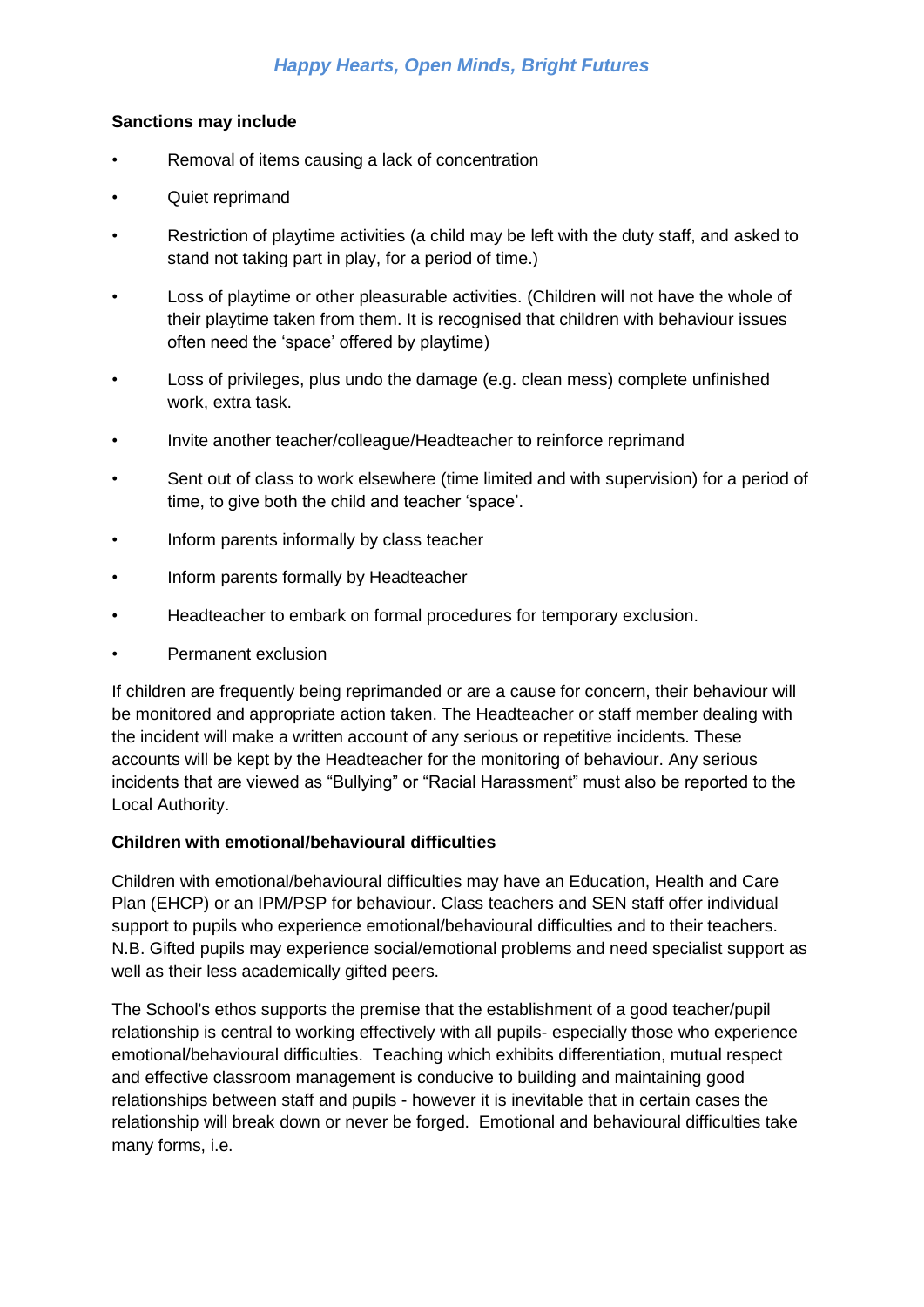**Sanctions may include**

- Removal of items causing a lack of concentration
- Quiet reprimand
- Restriction of playtime activities (a child may be left with the duty staff, and asked to stand not taking part in play, for a period of time.)
- Loss of playtime or other pleasurable activities. (Children will not have the whole of their playtime taken from them. It is recognised that children with behaviour issues often need the 'space' offered by playtime)
- Loss of privileges, plus undo the damage (e.g. clean mess) complete unfinished work, extra task.
- Invite another teacher/colleague/Headteacher to reinforce reprimand
- Sent out of class to work elsewhere (time limited and with supervision) for a period of time, to give both the child and teacher 'space'.
- Inform parents informally by class teacher
- Inform parents formally by Headteacher
- Headteacher to embark on formal procedures for temporary exclusion.
- Permanent exclusion

If children are frequently being reprimanded or are a cause for concern, their behaviour will be monitored and appropriate action taken. The Headteacher or staff member dealing with the incident will make a written account of any serious or repetitive incidents. These accounts will be kept by the Headteacher for the monitoring of behaviour. Any serious incidents that are viewed as "Bullying" or "Racial Harassment" must also be reported to the Local Authority.

**Children with emotional/behavioural difficulties**

Children with emotional/behavioural difficulties may have an Education, Health and Care Plan (EHCP) or an IPM/PSP for behaviour. Class teachers and SEN staff offer individual support to pupils who experience emotional/behavioural difficulties and to their teachers. N.B. Gifted pupils may experience social/emotional problems and need specialist support as well as their less academically gifted peers.

The School's ethos supports the premise that the establishment of a good teacher/pupil relationship is central to working effectively with all pupils- especially those who experience emotional/behavioural difficulties. Teaching which exhibits differentiation, mutual respect and effective classroom management is conducive to building and maintaining good relationships between staff and pupils - however it is inevitable that in certain cases the relationship will break down or never be forged. Emotional and behavioural difficulties take many forms, i.e.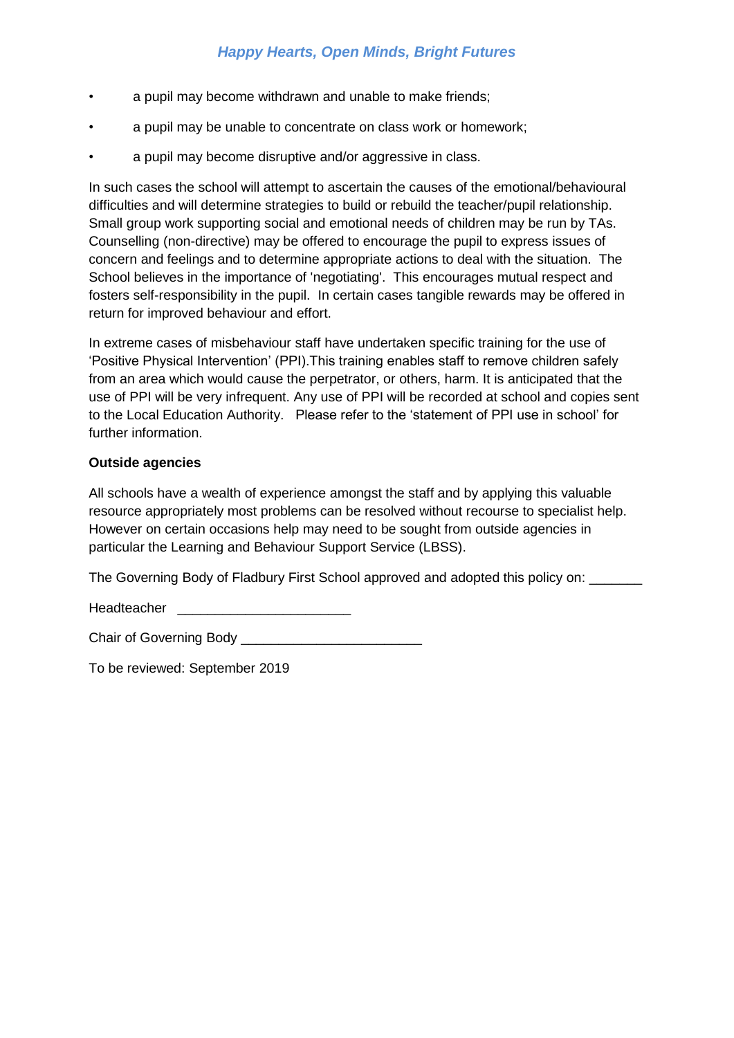- a pupil may become withdrawn and unable to make friends;
- a pupil may be unable to concentrate on class work or homework;
- a pupil may become disruptive and/or aggressive in class.

In such cases the school will attempt to ascertain the causes of the emotional/behavioural difficulties and will determine strategies to build or rebuild the teacher/pupil relationship. Small group work supporting social and emotional needs of children may be run by TAs. Counselling (non-directive) may be offered to encourage the pupil to express issues of concern and feelings and to determine appropriate actions to deal with the situation. The School believes in the importance of 'negotiating'. This encourages mutual respect and fosters self-responsibility in the pupil. In certain cases tangible rewards may be offered in return for improved behaviour and effort.

In extreme cases of misbehaviour staff have undertaken specific training for the use of 'Positive Physical Intervention' (PPI).This training enables staff to remove children safely from an area which would cause the perpetrator, or others, harm. It is anticipated that the use of PPI will be very infrequent. Any use of PPI will be recorded at school and copies sent to the Local Education Authority. Please refer to the 'statement of PPI use in school' for further information.

**Outside agencies**

All schools have a wealth of experience amongst the staff and by applying this valuable resource appropriately most problems can be resolved without recourse to specialist help. However on certain occasions help may need to be sought from outside agencies in particular the Learning and Behaviour Support Service (LBSS).

The Governing Body of Fladbury First School approved and adopted this policy on: _______

Headteacher ______________________

Chair of Governing Body _______________________

To be reviewed: September 2019